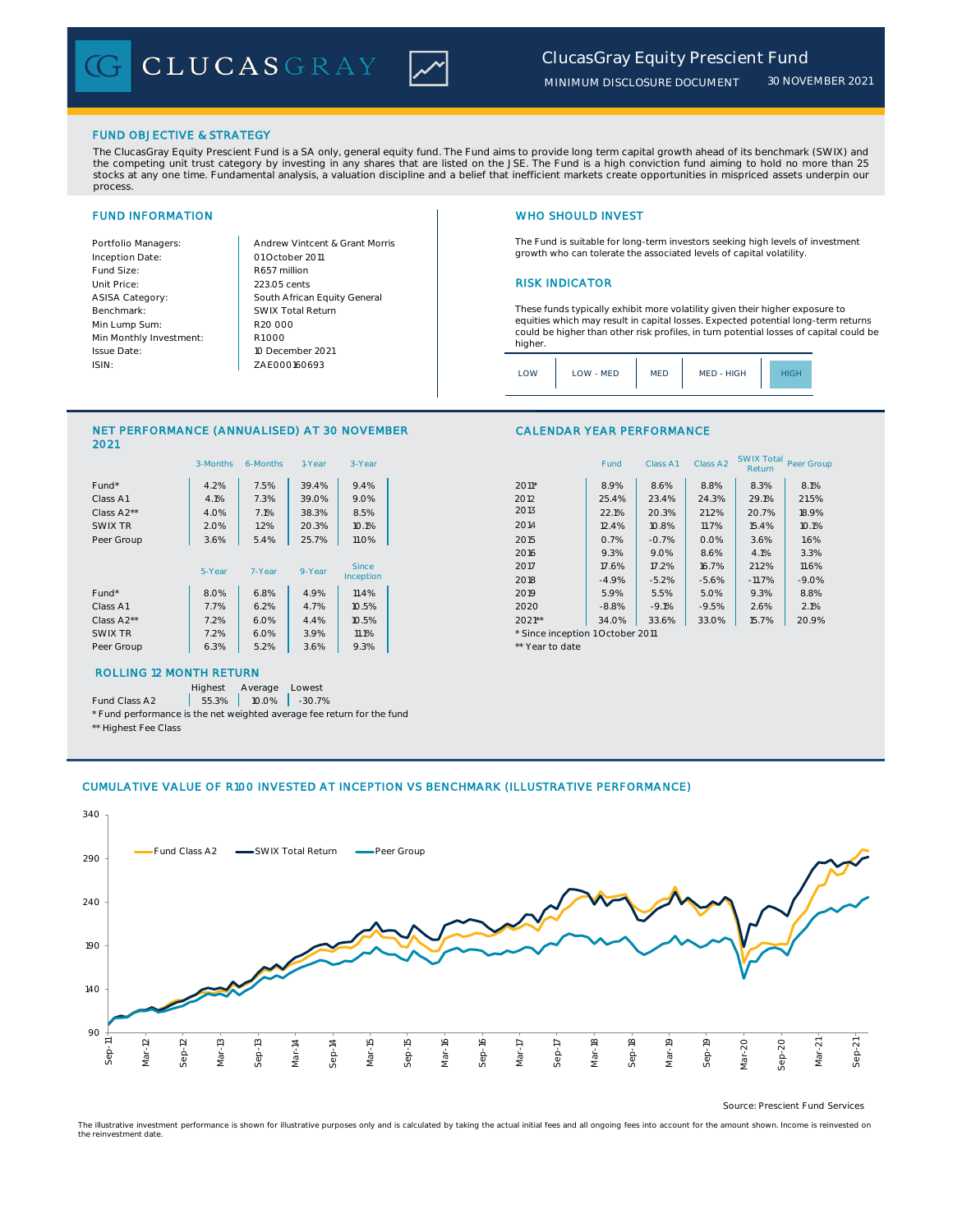# ClucasGray Equity Prescient Fund

MINIMUM DISCLOSURE DOCUMENT 30 NOVEMBER 2021

## FUND OBJECTIVE & STRATEGY

The ClucasGray Equity Prescient Fund is a SA only, general equity fund. The Fund aims to provide long term capital growth ahead of its benchmark (SWIX) and the competing unit trust category by investing in any shares that are listed on the JSE. The Fund is a high conviction fund aiming to hold no more than 25 stocks at any one time. Fundamental analysis, a valuation discipline and a belief that inefficient markets create opportunities in mispriced assets underpin our process.

## FUND INFORMATION

| | |
|---|---|
| Portfolio Managers: | Andrew Vintcent & Grant Morris |
| Inception Date: | 01 October 2011 |
| Fund Size: | R657 million |
| Unit Price: | 223.05 cents |
| ASISA Category: | South African Equity General |
| Benchmark: | SWIX Total Return |
| Min Lump Sum: | R20 000 |
| Min Monthly Investment: | R1 000 |
| Issue Date: | 10 December 2021 |
| ISIN: | ZAE000160693 |

## WHO SHOULD INVEST

The Fund is suitable for long-term investors seeking high levels of investment growth who can tolerate the associated levels of capital volatility.

## RISK INDICATOR

These funds typically exhibit more volatility given their higher exposure to equities which may result in capital losses. Expected potential long-term returns could be higher than other risk profiles, in turn potential losses of capital could be higher.

LOW | LOW - MED | MED | MED - HIGH | **HIGH**

## NET PERFORMANCE (ANNUALISED) AT 30 NOVEMBER 2021

| | 3-Months | 6-Months | 1-Year | 3-Year |
|---|---|---|---|---|
| Fund* | 4.2% | 7.5% | 39.4% | 9.4% |
| Class A1 | 4.1% | 7.3% | 39.0% | 9.0% |
| Class A2** | 4.0% | 7.1% | 38.3% | 8.5% |
| SWIX TR | 2.0% | 1.2% | 20.3% | 10.1% |
| Peer Group | 3.6% | 5.4% | 25.7% | 11.0% |

| | 5-Year | 7-Year | 9-Year | Since Inception |
|---|---|---|---|---|
| Fund* | 8.0% | 6.8% | 4.9% | 11.4% |
| Class A1 | 7.7% | 6.2% | 4.7% | 10.5% |
| Class A2** | 7.2% | 6.0% | 4.4% | 10.5% |
| SWIX TR | 7.2% | 6.0% | 3.9% | 11.1% |
| Peer Group | 6.3% | 5.2% | 3.6% | 9.3% |

## CALENDAR YEAR PERFORMANCE

| | Fund | Class A1 | Class A2 | SWIX Total Return | Peer Group |
|---|---|---|---|---|---|
| 2011* | 8.9% | 8.6% | 8.8% | 8.3% | 8.1% |
| 2012 | 25.4% | 23.4% | 24.3% | 29.1% | 21.5% |
| 2013 | 22.1% | 20.3% | 21.2% | 20.7% | 18.9% |
| 2014 | 12.4% | 10.8% | 11.7% | 15.4% | 10.1% |
| 2015 | 0.7% | -0.7% | 0.0% | 3.6% | 1.6% |
| 2016 | 9.3% | 9.0% | 8.6% | 4.1% | 3.3% |
| 2017 | 17.6% | 17.2% | 16.7% | 21.2% | 11.6% |
| 2018 | -4.9% | -5.2% | -5.6% | -11.7% | -9.0% |
| 2019 | 5.9% | 5.5% | 5.0% | 9.3% | 8.8% |
| 2020 | -8.8% | -9.1% | -9.5% | 2.6% | 2.1% |
| 2021** | 34.0% | 33.6% | 33.0% | 15.7% | 20.9% |

\* Since inception 1 October 2011

\** Year to date

## ROLLING 12 MONTH RETURN

| | Highest | Average | Lowest |
|---|---|---|---|
| Fund Class A2 | 55.3% | 10.0% | -30.7% |

\* Fund performance is the net weighted average fee return for the fund

\** Highest Fee Class

## CUMULATIVE VALUE OF R100 INVESTED AT INCEPTION VS BENCHMARK (ILLUSTRATIVE PERFORMANCE)

Source: Prescient Fund Services

The illustrative investment performance is shown for illustrative purposes only and is calculated by taking the actual initial fees and all ongoing fees into account for the amount shown. Income is reinvested on the reinvestment date.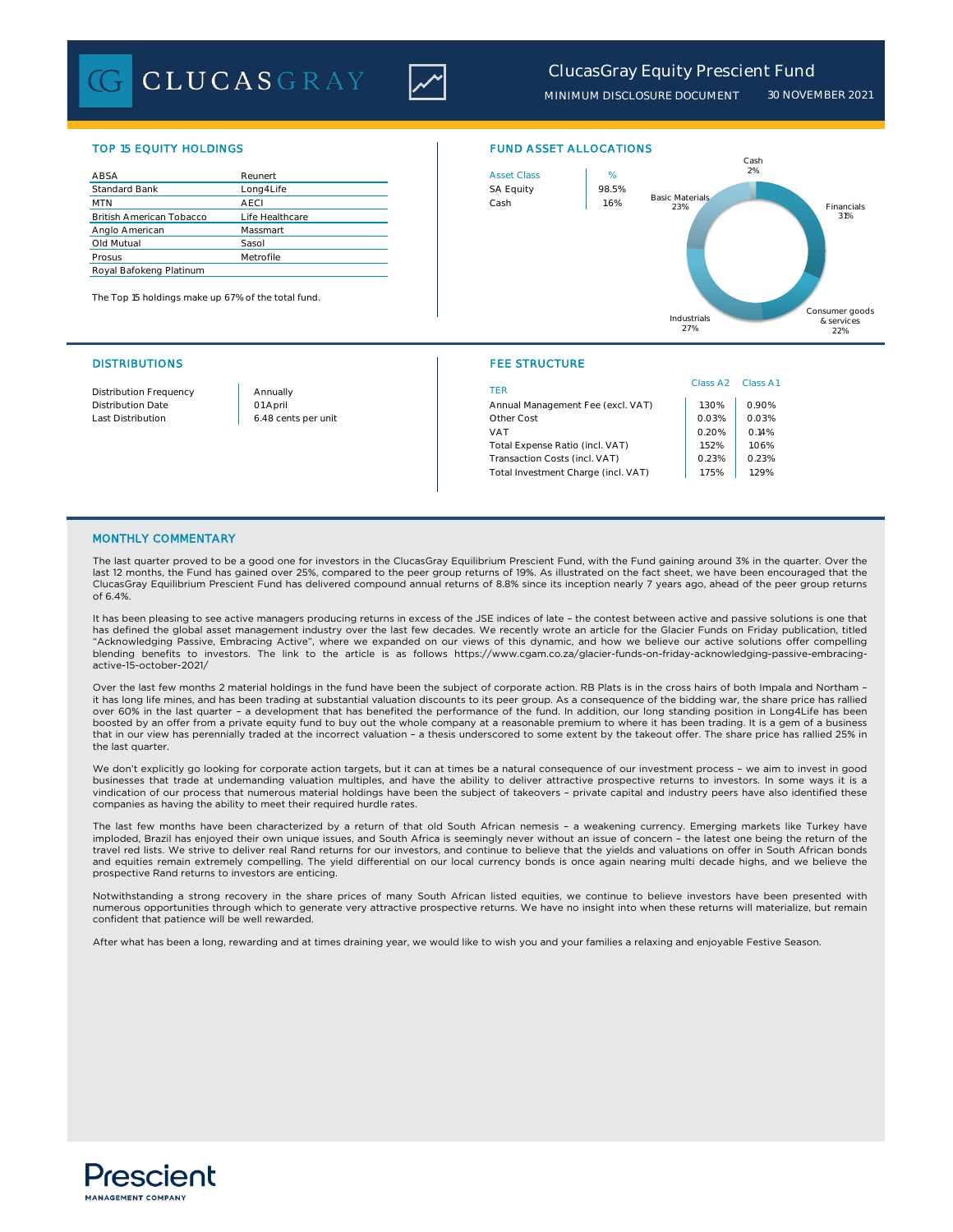## TOP 15 EQUITY HOLDINGS

| | |
|---|---|
| ABSA | Reunert |
| Standard Bank | Long4Life |
| MTN | AECI |
| British American Tobacco | Life Healthcare |
| Anglo American | Massmart |
| Old Mutual | Sasol |
| Prosus | Metrofile |
| Royal Bafokeng Platinum | |

The Top 15 holdings make up 67% of the total fund.

## FUND ASSET ALLOCATIONS

| Asset Class | % |
|---|---|
| SA Equity | 98.5% |
| Cash | 1.6% |

Cash 2%

Financials 31%

Consumer goods & services 22%

Industrials 27%

Basic Materials 23%

## DISTRIBUTIONS

| | |
|---|---|
| Distribution Frequency | Annually |
| Distribution Date | 01 April |
| Last Distribution | 6.48 cents per unit |

## FEE STRUCTURE

| TER | Class A2 | Class A1 |
|---|---|---|
| Annual Management Fee (excl. VAT) | 1.30% | 0.90% |
| Other Cost | 0.03% | 0.03% |
| VAT | 0.20% | 0.14% |
| Total Expense Ratio (incl. VAT) | 1.52% | 1.06% |
| Transaction Costs (incl. VAT) | 0.23% | 0.23% |
| Total Investment Charge (incl. VAT) | 1.75% | 1.29% |

## MONTHLY COMMENTARY

The last quarter proved to be a good one for investors in the ClucasGray Equilibrium Prescient Fund, with the Fund gaining around 3% in the quarter. Over the last 12 months, the Fund has gained over 25%, compared to the peer group returns of 19%. As illustrated on the fact sheet, we have been encouraged that the ClucasGray Equilibrium Prescient Fund has delivered compound annual returns of 8.8% since its inception nearly 7 years ago, ahead of the peer group returns of 6.4%.

It has been pleasing to see active managers producing returns in excess of the JSE indices of late – the contest between active and passive solutions is one that has defined the global asset management industry over the last few decades. We recently wrote an article for the Glacier Funds on Friday publication, titled "Acknowledging Passive, Embracing Active", where we expanded on our views of this dynamic, and how we believe our active solutions offer compelling blending benefits to investors. The link to the article is as follows https://www.cgam.co.za/glacier-funds-on-friday-acknowledging-passive-embracing-active-15-october-2021/

Over the last few months 2 material holdings in the fund have been the subject of corporate action. RB Plats is in the cross hairs of both Impala and Northam – it has long life mines, and has been trading at substantial valuation discounts to its peer group. As a consequence of the bidding war, the share price has rallied over 60% in the last quarter – a development that has benefited the performance of the fund. In addition, our long standing position in Long4Life has been boosted by an offer from a private equity fund to buy out the whole company at a reasonable premium to where it has been trading. It is a gem of a business that in our view has perennially traded at the incorrect valuation – a thesis underscored to some extent by the takeout offer. The share price has rallied 25% in the last quarter.

We don't explicitly go looking for corporate action targets, but it can at times be a natural consequence of our investment process – we aim to invest in good businesses that trade at undemanding valuation multiples, and have the ability to deliver attractive prospective returns to investors. In some ways it is a vindication of our process that numerous material holdings have been the subject of takeovers – private capital and industry peers have also identified these companies as having the ability to meet their required hurdle rates.

The last few months have been characterized by a return of that old South African nemesis – a weakening currency. Emerging markets like Turkey have imploded, Brazil has enjoyed their own unique issues, and South Africa is seemingly never without an issue of concern – the latest one being the return of the travel red lists. We strive to deliver real Rand returns for our investors, and continue to believe that the yields and valuations on offer in South African bonds and equities remain extremely compelling. The yield differential on our local currency bonds is once again nearing multi decade highs, and we believe the prospective Rand returns to investors are enticing.

Notwithstanding a strong recovery in the share prices of many South African listed equities, we continue to believe investors have been presented with numerous opportunities through which to generate very attractive prospective returns. We have no insight into when these returns will materialize, but remain confident that patience will be well rewarded.

After what has been a long, rewarding and at times draining year, we would like to wish you and your families a relaxing and enjoyable Festive Season.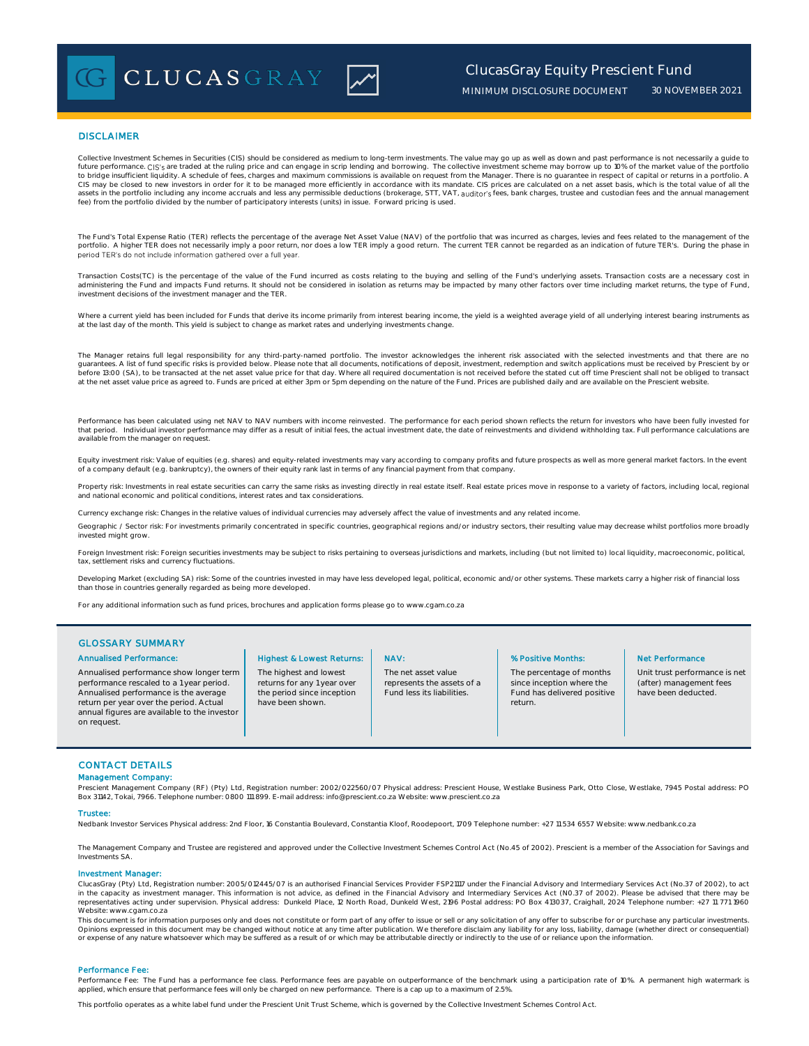# ClucasGray Equity Prescient Fund

MINIMUM DISCLOSURE DOCUMENT 30 NOVEMBER 2021

## DISCLAIMER

Collective Investment Schemes in Securities (CIS) should be considered as medium to long-term investments. The value may go up as well as down and past performance is not necessarily a guide to future performance. CIS's are traded at the ruling price and can engage in scrip lending and borrowing. The collective investment scheme may borrow up to 10% of the market value of the portfolio to bridge insufficient liquidity. A schedule of fees, charges and maximum commissions is available on request from the Manager. There is no guarantee in respect of capital or returns in a portfolio. A CIS may be closed to new investors in order for it to be managed more efficiently in accordance with its mandate. CIS prices are calculated on a net asset basis, which is the total value of all the assets in the portfolio including any income accruals and less any permissible deductions (brokerage, STT, VAT, auditor's fees, bank charges, trustee and custodian fees and the annual management fee) from the portfolio divided by the number of participatory interests (units) in issue. Forward pricing is used.

The Fund's Total Expense Ratio (TER) reflects the percentage of the average Net Asset Value (NAV) of the portfolio that was incurred as charges, levies and fees related to the management of the portfolio. A higher TER does not necessarily imply a poor return, nor does a low TER imply a good return. The current TER cannot be regarded as an indication of future TER's. During the phase in period TER's do not include information gathered over a full year.

Transaction Costs(TC) is the percentage of the value of the Fund incurred as costs relating to the buying and selling of the Fund's underlying assets. Transaction costs are a necessary cost in administering the Fund and impacts Fund returns. It should not be considered in isolation as returns may be impacted by many other factors over time including market returns, the type of Fund, investment decisions of the investment manager and the TER.

Where a current yield has been included for Funds that derive its income primarily from interest bearing income, the yield is a weighted average yield of all underlying interest bearing instruments as at the last day of the month. This yield is subject to change as market rates and underlying investments change.

The Manager retains full legal responsibility for any third-party-named portfolio. The investor acknowledges the inherent risk associated with the selected investments and that there are no guarantees. A list of fund specific risks is provided below. Please note that all documents, notifications of deposit, investment, redemption and switch applications must be received by Prescient by or before 13:00 (SA), to be transacted at the net asset value price for that day. Where all required documentation is not received before the stated cut off time Prescient shall not be obliged to transact at the net asset value price as agreed to. Funds are priced at either 3pm or 5pm depending on the nature of the Fund. Prices are published daily and are available on the Prescient website.

Performance has been calculated using net NAV to NAV numbers with income reinvested. The performance for each period shown reflects the return for investors who have been fully invested for that period. Individual investor performance may differ as a result of initial fees, the actual investment date, the date of reinvestments and dividend withholding tax. Full performance calculations are available from the manager on request.

Equity investment risk: Value of equities (e.g. shares) and equity-related investments may vary according to company profits and future prospects as well as more general market factors. In the event of a company default (e.g. bankruptcy), the owners of their equity rank last in terms of any financial payment from that company.

Property risk: Investments in real estate securities can carry the same risks as investing directly in real estate itself. Real estate prices move in response to a variety of factors, including local, regional and national economic and political conditions, interest rates and tax considerations.

Currency exchange risk: Changes in the relative values of individual currencies may adversely affect the value of investments and any related income.

Geographic / Sector risk: For investments primarily concentrated in specific countries, geographical regions and/or industry sectors, their resulting value may decrease whilst portfolios more broadly invested might grow.

Foreign Investment risk: Foreign securities investments may be subject to risks pertaining to overseas jurisdictions and markets, including (but not limited to) local liquidity, macroeconomic, political, tax, settlement risks and currency fluctuations.

Developing Market (excluding SA) risk: Some of the countries invested in may have less developed legal, political, economic and/or other systems. These markets carry a higher risk of financial loss than those in countries generally regarded as being more developed.

For any additional information such as fund prices, brochures and application forms please go to www.cgam.co.za

## GLOSSARY SUMMARY

**Annualised Performance:** Annualised performance show longer term performance rescaled to a 1 year period. Annualised performance is the average return per year over the period. Actual annual figures are available to the investor on request.

**Highest & Lowest Returns:** The highest and lowest returns for any 1 year over the period since inception have been shown.

**NAV:** The net asset value represents the assets of a Fund less its liabilities.

**% Positive Months:** The percentage of months since inception where the Fund has delivered positive return.

**Net Performance:** Unit trust performance is net (after) management fees have been deducted.

## CONTACT DETAILS

### Management Company:

Prescient Management Company (RF) (Pty) Ltd, Registration number: 2002/022560/07 Physical address: Prescient House, Westlake Business Park, Otto Close, Westlake, 7945 Postal address: PO Box 31142, Tokai, 7966. Telephone number: 0800 111 899. E-mail address: info@prescient.co.za Website: www.prescient.co.za

### Trustee:

Nedbank Investor Services Physical address: 2nd Floor, 16 Constantia Boulevard, Constantia Kloof, Roodepoort, 1709 Telephone number: +27 11 534 6557 Website: www.nedbank.co.za

The Management Company and Trustee are registered and approved under the Collective Investment Schemes Control Act (No.45 of 2002). Prescient is a member of the Association for Savings and Investments SA.

### Investment Manager:

ClucasGray (Pty) Ltd, Registration number: 2005/012445/07 is an authorised Financial Services Provider FSP21117 under the Financial Advisory and Intermediary Services Act (No.37 of 2002), to act in the capacity as investment manager. This information is not advice, as defined in the Financial Advisory and Intermediary Services Act (N0.37 of 2002). Please be advised that there may be representatives acting under supervision. Physical address: Dunkeld Place, 12 North Road, Dunkeld West, 2196 Postal address: PO Box 413037, Craighall, 2024 Telephone number: +27 11 771 1960 Website: www.cgam.co.za

This document is for information purposes only and does not constitute or form part of any offer to issue or sell or any solicitation of any offer to subscribe for or purchase any particular investments. Opinions expressed in this document may be changed without notice at any time after publication. We therefore disclaim any liability for any loss, liability, damage (whether direct or consequential) or expense of any nature whatsoever which may be suffered as a result of or which may be attributable directly or indirectly to the use of or reliance upon the information.

### Performance Fee:

Performance Fee: The Fund has a performance fee class. Performance fees are payable on outperformance of the benchmark using a participation rate of 10%. A permanent high watermark is applied, which ensure that performance fees will only be charged on new performance. There is a cap up to a maximum of 2.5%.

This portfolio operates as a white label fund under the Prescient Unit Trust Scheme, which is governed by the Collective Investment Schemes Control Act.